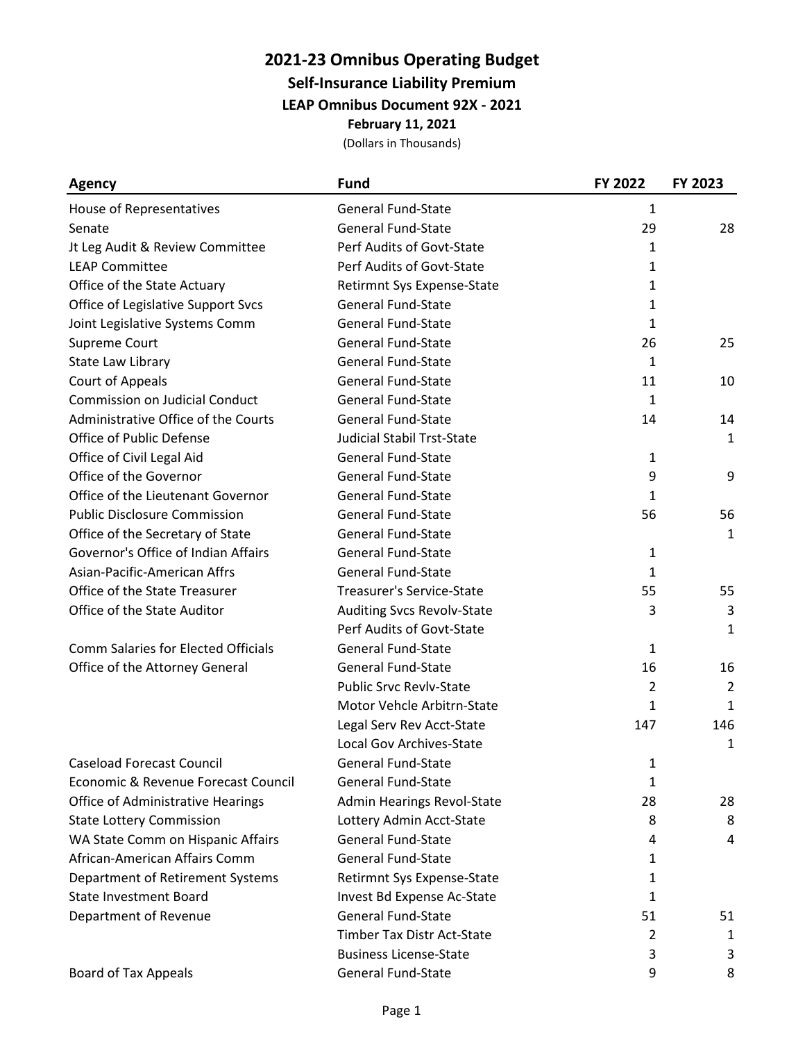# 2021-23 Omnibus Operating Budget

## Self-Insurance Liability Premium

### LEAP Omnibus Document 92X - 2021

**February 11, 2021**

(Dollars in Thousands)

| Agency | Fund | FY 2022 | FY 2023 |
|---|---|---|---|
| House of Representatives | General Fund-State | 1 | |
| Senate | General Fund-State | 29 | 28 |
| Jt Leg Audit & Review Committee | Perf Audits of Govt-State | 1 | |
| LEAP Committee | Perf Audits of Govt-State | 1 | |
| Office of the State Actuary | Retirmnt Sys Expense-State | 1 | |
| Office of Legislative Support Svcs | General Fund-State | 1 | |
| Joint Legislative Systems Comm | General Fund-State | 1 | |
| Supreme Court | General Fund-State | 26 | 25 |
| State Law Library | General Fund-State | 1 | |
| Court of Appeals | General Fund-State | 11 | 10 |
| Commission on Judicial Conduct | General Fund-State | 1 | |
| Administrative Office of the Courts | General Fund-State | 14 | 14 |
| Office of Public Defense | Judicial Stabil Trst-State | | 1 |
| Office of Civil Legal Aid | General Fund-State | 1 | |
| Office of the Governor | General Fund-State | 9 | 9 |
| Office of the Lieutenant Governor | General Fund-State | 1 | |
| Public Disclosure Commission | General Fund-State | 56 | 56 |
| Office of the Secretary of State | General Fund-State | | 1 |
| Governor's Office of Indian Affairs | General Fund-State | 1 | |
| Asian-Pacific-American Affrs | General Fund-State | 1 | |
| Office of the State Treasurer | Treasurer's Service-State | 55 | 55 |
| Office of the State Auditor | Auditing Svcs Revolv-State | 3 | 3 |
| | Perf Audits of Govt-State | | 1 |
| Comm Salaries for Elected Officials | General Fund-State | 1 | |
| Office of the Attorney General | General Fund-State | 16 | 16 |
| | Public Srvc Revlv-State | 2 | 2 |
| | Motor Vehcle Arbitrn-State | 1 | 1 |
| | Legal Serv Rev Acct-State | 147 | 146 |
| | Local Gov Archives-State | | 1 |
| Caseload Forecast Council | General Fund-State | 1 | |
| Economic & Revenue Forecast Council | General Fund-State | 1 | |
| Office of Administrative Hearings | Admin Hearings Revol-State | 28 | 28 |
| State Lottery Commission | Lottery Admin Acct-State | 8 | 8 |
| WA State Comm on Hispanic Affairs | General Fund-State | 4 | 4 |
| African-American Affairs Comm | General Fund-State | 1 | |
| Department of Retirement Systems | Retirmnt Sys Expense-State | 1 | |
| State Investment Board | Invest Bd Expense Ac-State | 1 | |
| Department of Revenue | General Fund-State | 51 | 51 |
| | Timber Tax Distr Act-State | 2 | 1 |
| | Business License-State | 3 | 3 |
| Board of Tax Appeals | General Fund-State | 9 | 8 |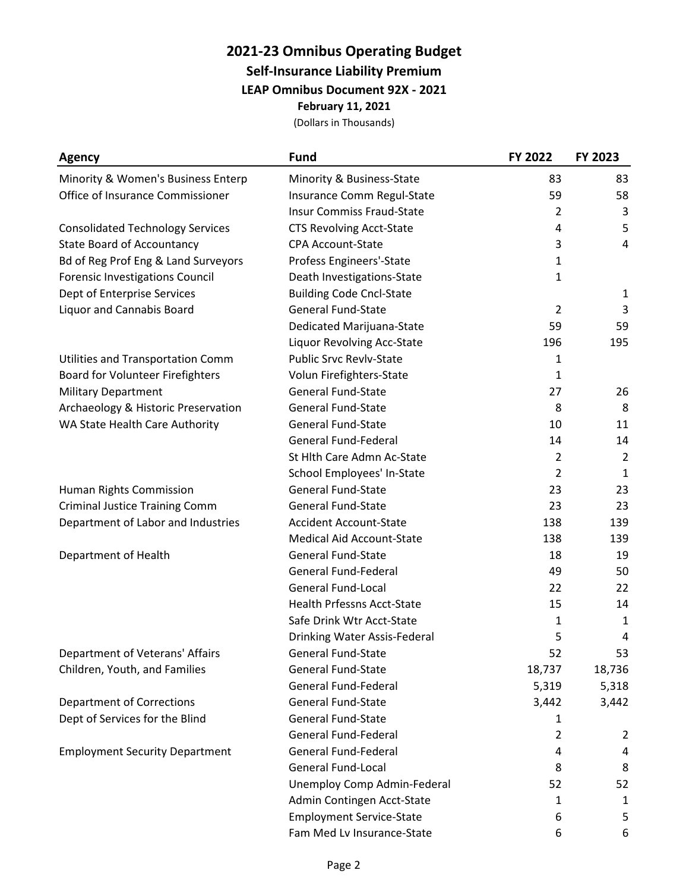# 2021-23 Omnibus Operating Budget

## Self-Insurance Liability Premium

### LEAP Omnibus Document 92X - 2021

**February 11, 2021**

(Dollars in Thousands)

| Agency | Fund | FY 2022 | FY 2023 |
|---|---|---|---|
| Minority & Women's Business Enterp | Minority & Business-State | 83 | 83 |
| Office of Insurance Commissioner | Insurance Comm Regul-State | 59 | 58 |
| | Insur Commiss Fraud-State | 2 | 3 |
| Consolidated Technology Services | CTS Revolving Acct-State | 4 | 5 |
| State Board of Accountancy | CPA Account-State | 3 | 4 |
| Bd of Reg Prof Eng & Land Surveyors | Profess Engineers'-State | 1 | |
| Forensic Investigations Council | Death Investigations-State | 1 | |
| Dept of Enterprise Services | Building Code Cncl-State | | 1 |
| Liquor and Cannabis Board | General Fund-State | 2 | 3 |
| | Dedicated Marijuana-State | 59 | 59 |
| | Liquor Revolving Acc-State | 196 | 195 |
| Utilities and Transportation Comm | Public Srvc Revlv-State | 1 | |
| Board for Volunteer Firefighters | Volun Firefighters-State | 1 | |
| Military Department | General Fund-State | 27 | 26 |
| Archaeology & Historic Preservation | General Fund-State | 8 | 8 |
| WA State Health Care Authority | General Fund-State | 10 | 11 |
| | General Fund-Federal | 14 | 14 |
| | St Hlth Care Admn Ac-State | 2 | 2 |
| | School Employees' In-State | 2 | 1 |
| Human Rights Commission | General Fund-State | 23 | 23 |
| Criminal Justice Training Comm | General Fund-State | 23 | 23 |
| Department of Labor and Industries | Accident Account-State | 138 | 139 |
| | Medical Aid Account-State | 138 | 139 |
| Department of Health | General Fund-State | 18 | 19 |
| | General Fund-Federal | 49 | 50 |
| | General Fund-Local | 22 | 22 |
| | Health Prfessns Acct-State | 15 | 14 |
| | Safe Drink Wtr Acct-State | 1 | 1 |
| | Drinking Water Assis-Federal | 5 | 4 |
| Department of Veterans' Affairs | General Fund-State | 52 | 53 |
| Children, Youth, and Families | General Fund-State | 18,737 | 18,736 |
| | General Fund-Federal | 5,319 | 5,318 |
| Department of Corrections | General Fund-State | 3,442 | 3,442 |
| Dept of Services for the Blind | General Fund-State | 1 | |
| | General Fund-Federal | 2 | 2 |
| Employment Security Department | General Fund-Federal | 4 | 4 |
| | General Fund-Local | 8 | 8 |
| | Unemploy Comp Admin-Federal | 52 | 52 |
| | Admin Contingen Acct-State | 1 | 1 |
| | Employment Service-State | 6 | 5 |
| | Fam Med Lv Insurance-State | 6 | 6 |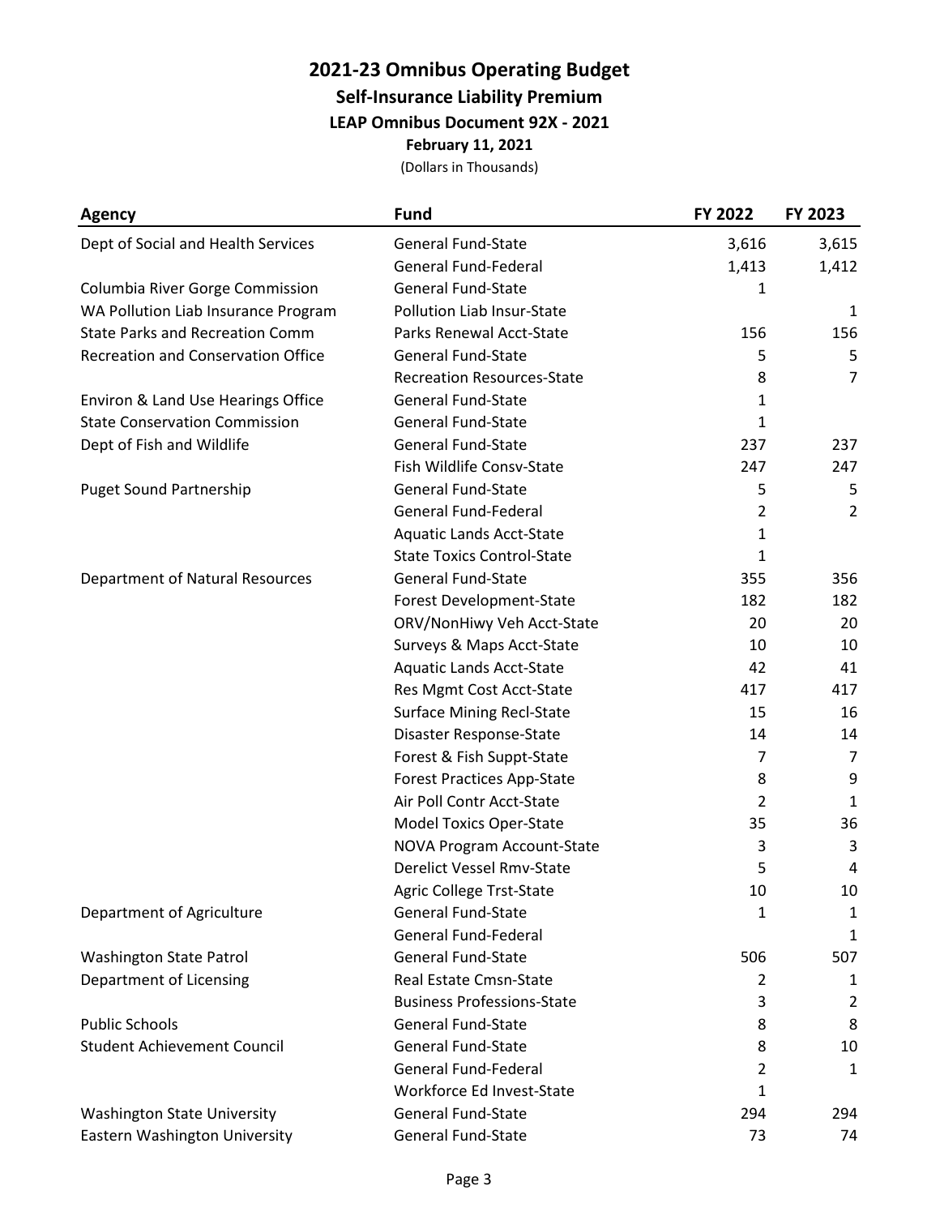# 2021-23 Omnibus Operating Budget

## Self-Insurance Liability Premium

### LEAP Omnibus Document 92X - 2021

**February 11, 2021**

(Dollars in Thousands)

| Agency | Fund | FY 2022 | FY 2023 |
|---|---|---|---|
| Dept of Social and Health Services | General Fund-State | 3,616 | 3,615 |
| | General Fund-Federal | 1,413 | 1,412 |
| Columbia River Gorge Commission | General Fund-State | 1 | |
| WA Pollution Liab Insurance Program | Pollution Liab Insur-State | | 1 |
| State Parks and Recreation Comm | Parks Renewal Acct-State | 156 | 156 |
| Recreation and Conservation Office | General Fund-State | 5 | 5 |
| | Recreation Resources-State | 8 | 7 |
| Environ & Land Use Hearings Office | General Fund-State | 1 | |
| State Conservation Commission | General Fund-State | 1 | |
| Dept of Fish and Wildlife | General Fund-State | 237 | 237 |
| | Fish Wildlife Consv-State | 247 | 247 |
| Puget Sound Partnership | General Fund-State | 5 | 5 |
| | General Fund-Federal | 2 | 2 |
| | Aquatic Lands Acct-State | 1 | |
| | State Toxics Control-State | 1 | |
| Department of Natural Resources | General Fund-State | 355 | 356 |
| | Forest Development-State | 182 | 182 |
| | ORV/NonHiwy Veh Acct-State | 20 | 20 |
| | Surveys & Maps Acct-State | 10 | 10 |
| | Aquatic Lands Acct-State | 42 | 41 |
| | Res Mgmt Cost Acct-State | 417 | 417 |
| | Surface Mining Recl-State | 15 | 16 |
| | Disaster Response-State | 14 | 14 |
| | Forest & Fish Suppt-State | 7 | 7 |
| | Forest Practices App-State | 8 | 9 |
| | Air Poll Contr Acct-State | 2 | 1 |
| | Model Toxics Oper-State | 35 | 36 |
| | NOVA Program Account-State | 3 | 3 |
| | Derelict Vessel Rmv-State | 5 | 4 |
| | Agric College Trst-State | 10 | 10 |
| Department of Agriculture | General Fund-State | 1 | 1 |
| | General Fund-Federal | | 1 |
| Washington State Patrol | General Fund-State | 506 | 507 |
| Department of Licensing | Real Estate Cmsn-State | 2 | 1 |
| | Business Professions-State | 3 | 2 |
| Public Schools | General Fund-State | 8 | 8 |
| Student Achievement Council | General Fund-State | 8 | 10 |
| | General Fund-Federal | 2 | 1 |
| | Workforce Ed Invest-State | 1 | |
| Washington State University | General Fund-State | 294 | 294 |
| Eastern Washington University | General Fund-State | 73 | 74 |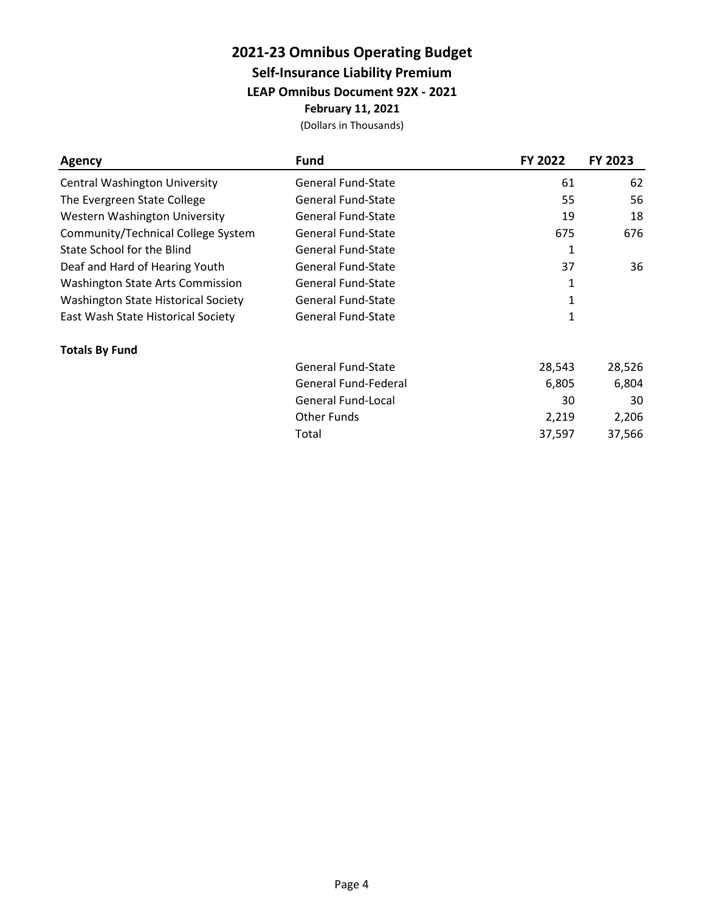# 2021-23 Omnibus Operating Budget

## Self-Insurance Liability Premium

### LEAP Omnibus Document 92X - 2021

**February 11, 2021**

(Dollars in Thousands)

| Agency | Fund | FY 2022 | FY 2023 |
|---|---|---|---|
| Central Washington University | General Fund-State | 61 | 62 |
| The Evergreen State College | General Fund-State | 55 | 56 |
| Western Washington University | General Fund-State | 19 | 18 |
| Community/Technical College System | General Fund-State | 675 | 676 |
| State School for the Blind | General Fund-State | 1 | |
| Deaf and Hard of Hearing Youth | General Fund-State | 37 | 36 |
| Washington State Arts Commission | General Fund-State | 1 | |
| Washington State Historical Society | General Fund-State | 1 | |
| East Wash State Historical Society | General Fund-State | 1 | |
| **Totals By Fund** | | | |
| | General Fund-State | 28,543 | 28,526 |
| | General Fund-Federal | 6,805 | 6,804 |
| | General Fund-Local | 30 | 30 |
| | Other Funds | 2,219 | 2,206 |
| | Total | 37,597 | 37,566 |